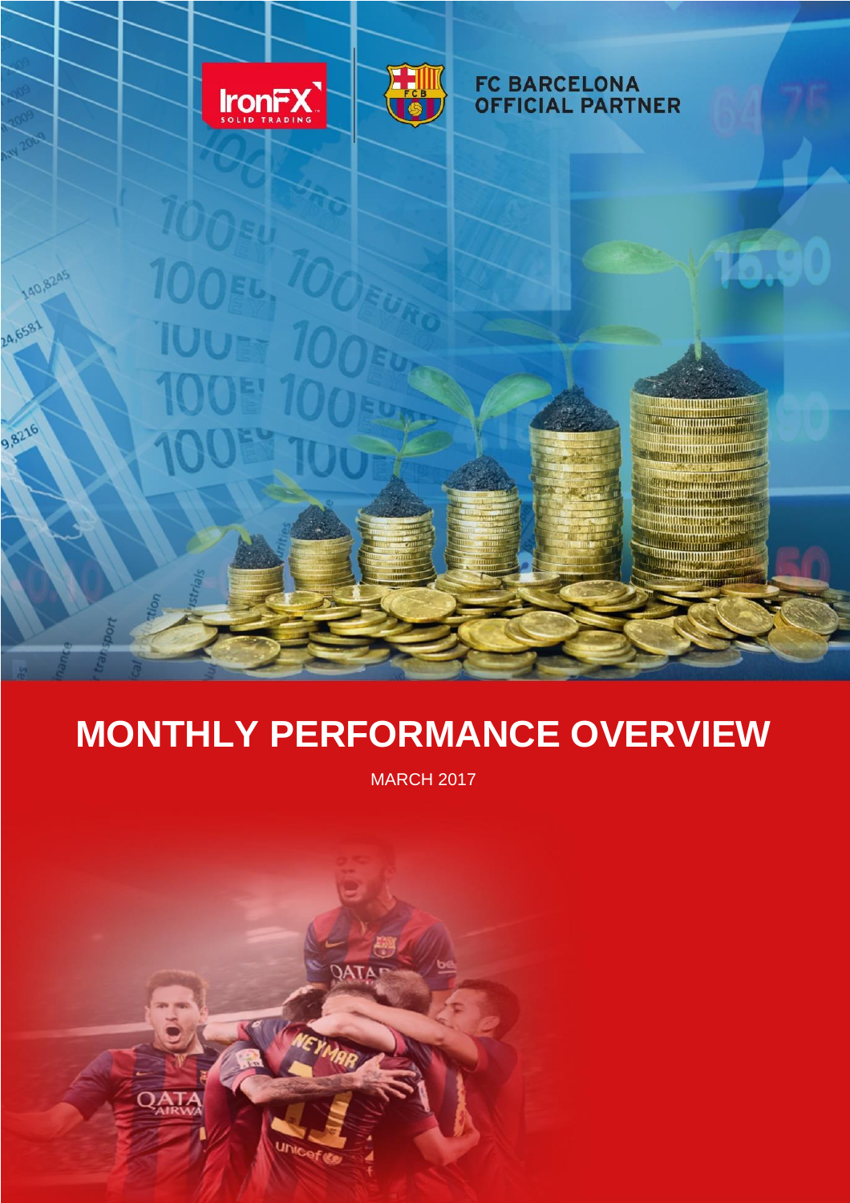IronFX SOLID TRADING

FC BARCELONA OFFICIAL PARTNER

# MONTHLY PERFORMANCE OVERVIEW

MARCH 2017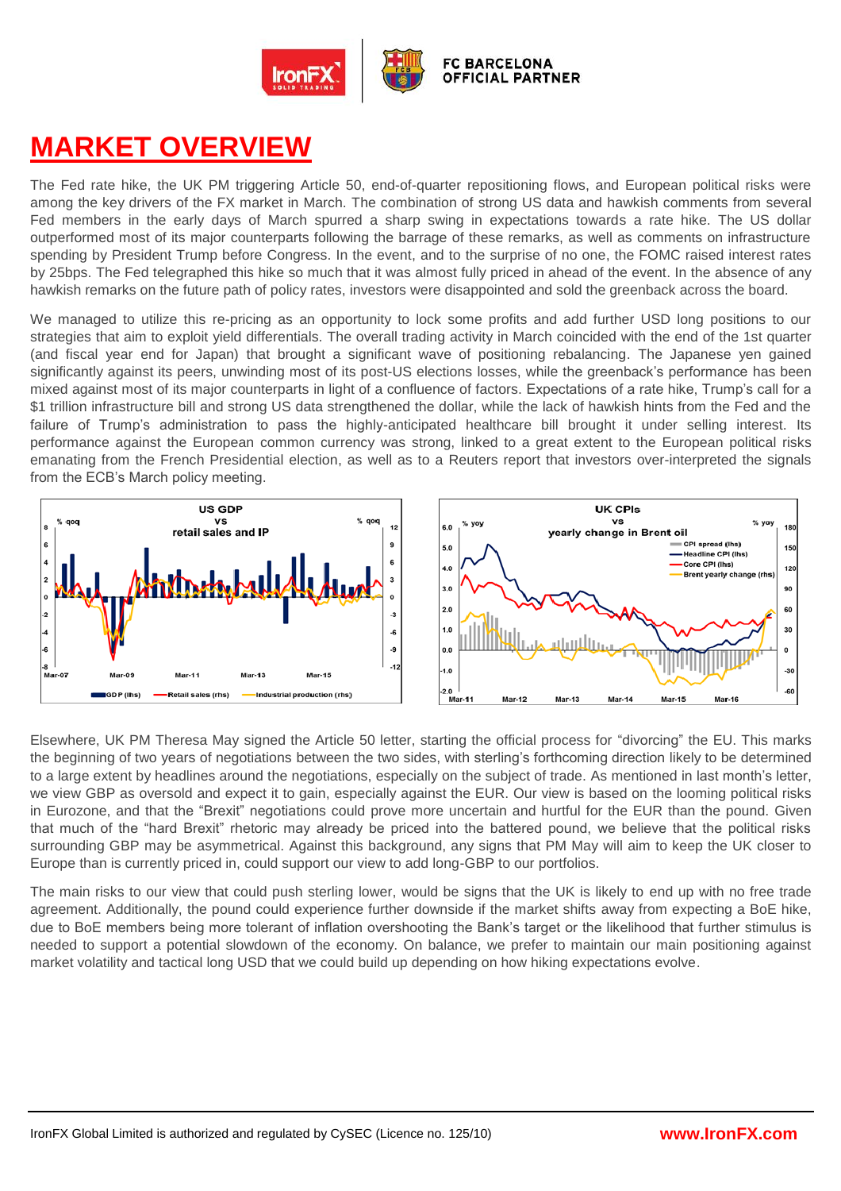# MARKET OVERVIEW

The Fed rate hike, the UK PM triggering Article 50, end-of-quarter repositioning flows, and European political risks were among the key drivers of the FX market in March. The combination of strong US data and hawkish comments from several Fed members in the early days of March spurred a sharp swing in expectations towards a rate hike. The US dollar outperformed most of its major counterparts following the barrage of these remarks, as well as comments on infrastructure spending by President Trump before Congress. In the event, and to the surprise of no one, the FOMC raised interest rates by 25bps. The Fed telegraphed this hike so much that it was almost fully priced in ahead of the event. In the absence of any hawkish remarks on the future path of policy rates, investors were disappointed and sold the greenback across the board.

We managed to utilize this re-pricing as an opportunity to lock some profits and add further USD long positions to our strategies that aim to exploit yield differentials. The overall trading activity in March coincided with the end of the 1st quarter (and fiscal year end for Japan) that brought a significant wave of positioning rebalancing. The Japanese yen gained significantly against its peers, unwinding most of its post-US elections losses, while the greenback's performance has been mixed against most of its major counterparts in light of a confluence of factors. Expectations of a rate hike, Trump's call for a $1 trillion infrastructure bill and strong US data strengthened the dollar, while the lack of hawkish hints from the Fed and the failure of Trump's administration to pass the highly-anticipated healthcare bill brought it under selling interest. Its performance against the European common currency was strong, linked to a great extent to the European political risks emanating from the French Presidential election, as well as to a Reuters report that investors over-interpreted the signals from the ECB's March policy meeting.

Elsewhere, UK PM Theresa May signed the Article 50 letter, starting the official process for "divorcing" the EU. This marks the beginning of two years of negotiations between the two sides, with sterling's forthcoming direction likely to be determined to a large extent by headlines around the negotiations, especially on the subject of trade. As mentioned in last month's letter, we view GBP as oversold and expect it to gain, especially against the EUR. Our view is based on the looming political risks in Eurozone, and that the "Brexit" negotiations could prove more uncertain and hurtful for the EUR than the pound. Given that much of the "hard Brexit" rhetoric may already be priced into the battered pound, we believe that the political risks surrounding GBP may be asymmetrical. Against this background, any signs that PM May will aim to keep the UK closer to Europe than is currently priced in, could support our view to add long-GBP to our portfolios.

The main risks to our view that could push sterling lower, would be signs that the UK is likely to end up with no free trade agreement. Additionally, the pound could experience further downside if the market shifts away from expecting a BoE hike, due to BoE members being more tolerant of inflation overshooting the Bank's target or the likelihood that further stimulus is needed to support a potential slowdown of the economy. On balance, we prefer to maintain our main positioning against market volatility and tactical long USD that we could build up depending on how hiking expectations evolve.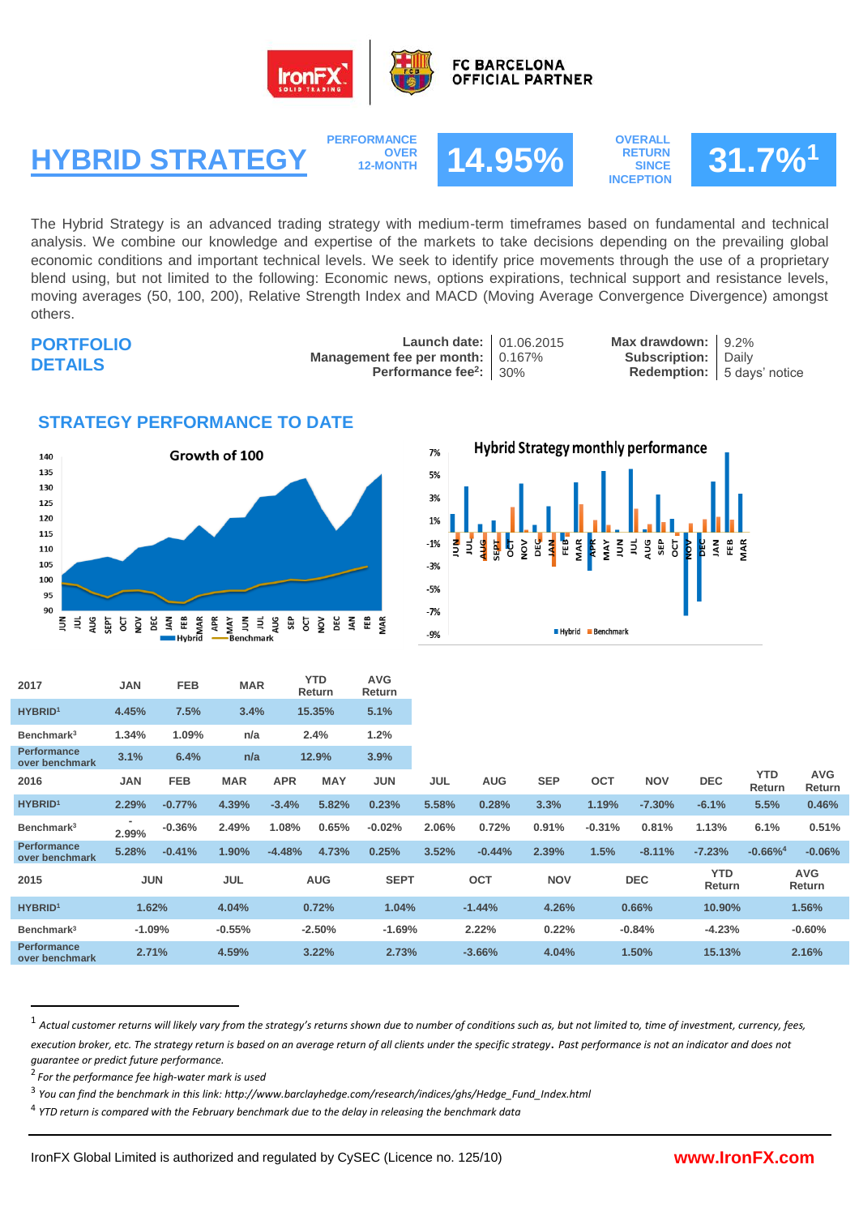IronFX | FC BARCELONA OFFICIAL PARTNER

# HYBRID STRATEGY

**PERFORMANCE OVER 12-MONTH** **14.95%**

**OVERALL RETURN SINCE INCEPTION** **31.7%[1]**

The Hybrid Strategy is an advanced trading strategy with medium-term timeframes based on fundamental and technical analysis. We combine our knowledge and expertise of the markets to take decisions depending on the prevailing global economic conditions and important technical levels. We seek to identify price movements through the use of a proprietary blend using, but not limited to the following: Economic news, options expirations, technical support and resistance levels, moving averages (50, 100, 200), Relative Strength Index and MACD (Moving Average Convergence Divergence) amongst others.

## PORTFOLIO DETAILS

| | |
|---|---|
| **Launch date:** | 01.06.2015 |
| **Management fee per month:** | 0.167% |
| **Performance fee[2]:** | 30% |
| **Max drawdown:** | 9.2% |
| **Subscription:** | Daily |
| **Redemption:** | 5 days' notice |

## STRATEGY PERFORMANCE TO DATE

**Growth of 100**

**Hybrid Strategy monthly performance**

| 2017 | JAN | FEB | MAR | YTD Return | AVG Return |
|---|---|---|---|---|---|
| **HYBRID[1]** | 4.45% | 7.5% | 3.4% | 15.35% | 5.1% |
| **Benchmark[3]** | 1.34% | 1.09% | n/a | 2.4% | 1.2% |
| **Performance over benchmark** | 3.1% | 6.4% | n/a | 12.9% | 3.9% |

| 2016 | JAN | FEB | MAR | APR | MAY | JUN | JUL | AUG | SEP | OCT | NOV | DEC | YTD Return | AVG Return |
|---|---|---|---|---|---|---|---|---|---|---|---|---|---|---|
| **HYBRID[1]** | 2.29% | -0.77% | 4.39% | -3.4% | 5.82% | 0.23% | 5.58% | 0.28% | 3.3% | 1.19% | -7.30% | -6.1% | 5.5% | 0.46% |
| **Benchmark[3]** | -2.99% | -0.36% | 2.49% | 1.08% | 0.65% | -0.02% | 2.06% | 0.72% | 0.91% | -0.31% | 0.81% | 1.13% | 6.1% | 0.51% |
| **Performance over benchmark** | 5.28% | -0.41% | 1.90% | -4.48% | 4.73% | 0.25% | 3.52% | -0.44% | 2.39% | 1.5% | -8.11% | -7.23% | -0.66%[4] | -0.06% |

| 2015 | JUN | JUL | AUG | SEPT | OCT | NOV | DEC | YTD Return | AVG Return |
|---|---|---|---|---|---|---|---|---|---|
| **HYBRID[1]** | 1.62% | 4.04% | 0.72% | 1.04% | -1.44% | 4.26% | 0.66% | 10.90% | 1.56% |
| **Benchmark[3]** | -1.09% | -0.55% | -2.50% | -1.69% | 2.22% | 0.22% | -0.84% | -4.23% | -0.60% |
| **Performance over benchmark** | 2.71% | 4.59% | 3.22% | 2.73% | -3.66% | 4.04% | 1.50% | 15.13% | 2.16% |

[1] *Actual customer returns will likely vary from the strategy's returns shown due to number of conditions such as, but not limited to, time of investment, currency, fees, execution broker, etc. The strategy return is based on an average return of all clients under the specific strategy. Past performance is not an indicator and does not guarantee or predict future performance.*

[2] *For the performance fee high-water mark is used*

[3] *You can find the benchmark in this link: http://www.barclayhedge.com/research/indices/ghs/Hedge_Fund_Index.html*

[4] *YTD return is compared with the February benchmark due to the delay in releasing the benchmark data*

IronFX Global Limited is authorized and regulated by CySEC (Licence no. 125/10) **www.IronFX.com**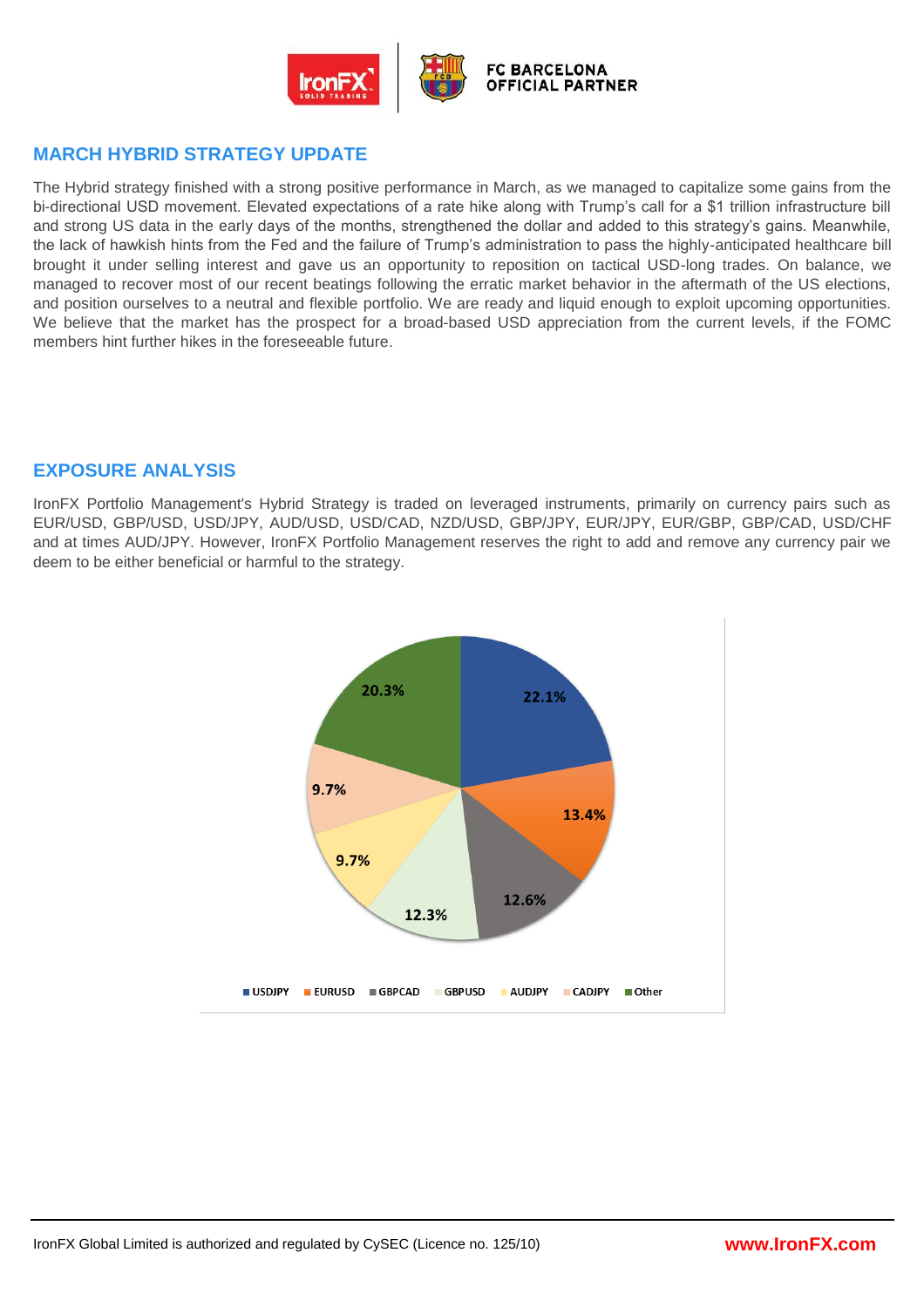## MARCH HYBRID STRATEGY UPDATE

The Hybrid strategy finished with a strong positive performance in March, as we managed to capitalize some gains from the bi-directional USD movement. Elevated expectations of a rate hike along with Trump's call for a $1 trillion infrastructure bill and strong US data in the early days of the months, strengthened the dollar and added to this strategy's gains. Meanwhile, the lack of hawkish hints from the Fed and the failure of Trump's administration to pass the highly-anticipated healthcare bill brought it under selling interest and gave us an opportunity to reposition on tactical USD-long trades. On balance, we managed to recover most of our recent beatings following the erratic market behavior in the aftermath of the US elections, and position ourselves to a neutral and flexible portfolio. We are ready and liquid enough to exploit upcoming opportunities. We believe that the market has the prospect for a broad-based USD appreciation from the current levels, if the FOMC members hint further hikes in the foreseeable future.

## EXPOSURE ANALYSIS

IronFX Portfolio Management's Hybrid Strategy is traded on leveraged instruments, primarily on currency pairs such as EUR/USD, GBP/USD, USD/JPY, AUD/USD, USD/CAD, NZD/USD, GBP/JPY, EUR/JPY, EUR/GBP, GBP/CAD, USD/CHF and at times AUD/JPY. However, IronFX Portfolio Management reserves the right to add and remove any currency pair we deem to be either beneficial or harmful to the strategy.

| Pair | Exposure |
|---|---|
| USDJPY | 22.1% |
| EURUSD | 13.4% |
| GBPCAD | 12.6% |
| GBPUSD | 12.3% |
| AUDJPY | 9.7% |
| CADJPY | 9.7% |
| Other | 20.3% |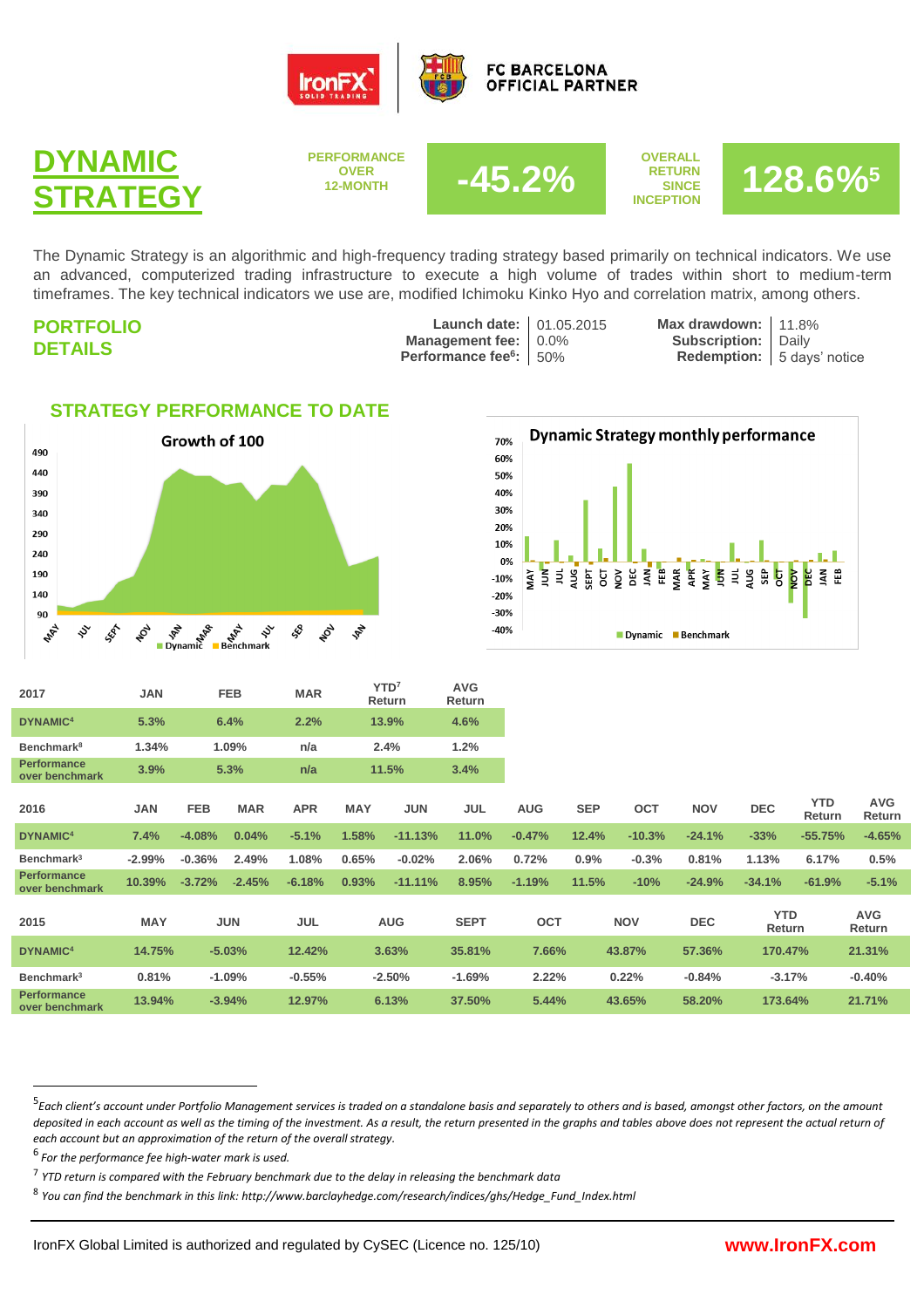IronFX | FC BARCELONA OFFICIAL PARTNER

# DYNAMIC STRATEGY

PERFORMANCE OVER 12-MONTH **-45.2%**

OVERALL RETURN SINCE INCEPTION **128.6%[5]**

The Dynamic Strategy is an algorithmic and high-frequency trading strategy based primarily on technical indicators. We use an advanced, computerized trading infrastructure to execute a high volume of trades within short to medium-term timeframes. The key technical indicators we use are, modified Ichimoku Kinko Hyo and correlation matrix, among others.

## PORTFOLIO DETAILS

**Launch date:** 01.05.2015
**Management fee:** 0.0%
**Performance fee[6]:** 50%

**Max drawdown:** 11.8%
**Subscription:** Daily
**Redemption:** 5 days' notice

## STRATEGY PERFORMANCE TO DATE

Growth of 100

Dynamic Strategy monthly performance

| 2017 | JAN | FEB | MAR | YTD[7] Return | AVG Return |
|---|---|---|---|---|---|
| DYNAMIC[4] | 5.3% | 6.4% | 2.2% | 13.9% | 4.6% |
| Benchmark[8] | 1.34% | 1.09% | n/a | 2.4% | 1.2% |
| Performance over benchmark | 3.9% | 5.3% | n/a | 11.5% | 3.4% |

| 2016 | JAN | FEB | MAR | APR | MAY | JUN | JUL | AUG | SEP | OCT | NOV | DEC | YTD Return | AVG Return |
|---|---|---|---|---|---|---|---|---|---|---|---|---|---|---|
| DYNAMIC[4] | 7.4% | -4.08% | 0.04% | -5.1% | 1.58% | -11.13% | 11.0% | -0.47% | 12.4% | -10.3% | -24.1% | -33% | -55.75% | -4.65% |
| Benchmark[3] | -2.99% | -0.36% | 2.49% | 1.08% | 0.65% | -0.02% | 2.06% | 0.72% | 0.9% | -0.3% | 0.81% | 1.13% | 6.17% | 0.5% |
| Performance over benchmark | 10.39% | -3.72% | -2.45% | -6.18% | 0.93% | -11.11% | 8.95% | -1.19% | 11.5% | -10% | -24.9% | -34.1% | -61.9% | -5.1% |

| 2015 | MAY | JUN | JUL | AUG | SEPT | OCT | NOV | DEC | YTD Return | AVG Return |
|---|---|---|---|---|---|---|---|---|---|---|
| DYNAMIC[4] | 14.75% | -5.03% | 12.42% | 3.63% | 35.81% | 7.66% | 43.87% | 57.36% | 170.47% | 21.31% |
| Benchmark[3] | 0.81% | -1.09% | -0.55% | -2.50% | -1.69% | 2.22% | 0.22% | -0.84% | -3.17% | -0.40% |
| Performance over benchmark | 13.94% | -3.94% | 12.97% | 6.13% | 37.50% | 5.44% | 43.65% | 58.20% | 173.64% | 21.71% |

[5] *Each client's account under Portfolio Management services is traded on a standalone basis and separately to others and is based, amongst other factors, on the amount deposited in each account as well as the timing of the investment. As a result, the return presented in the graphs and tables above does not represent the actual return of each account but an approximation of the return of the overall strategy.*

[6] *For the performance fee high-water mark is used.*

[7] *YTD return is compared with the February benchmark due to the delay in releasing the benchmark data*

[8] *You can find the benchmark in this link: http://www.barclayhedge.com/research/indices/ghs/Hedge_Fund_Index.html*

IronFX Global Limited is authorized and regulated by CySEC (Licence no. 125/10) **www.IronFX.com**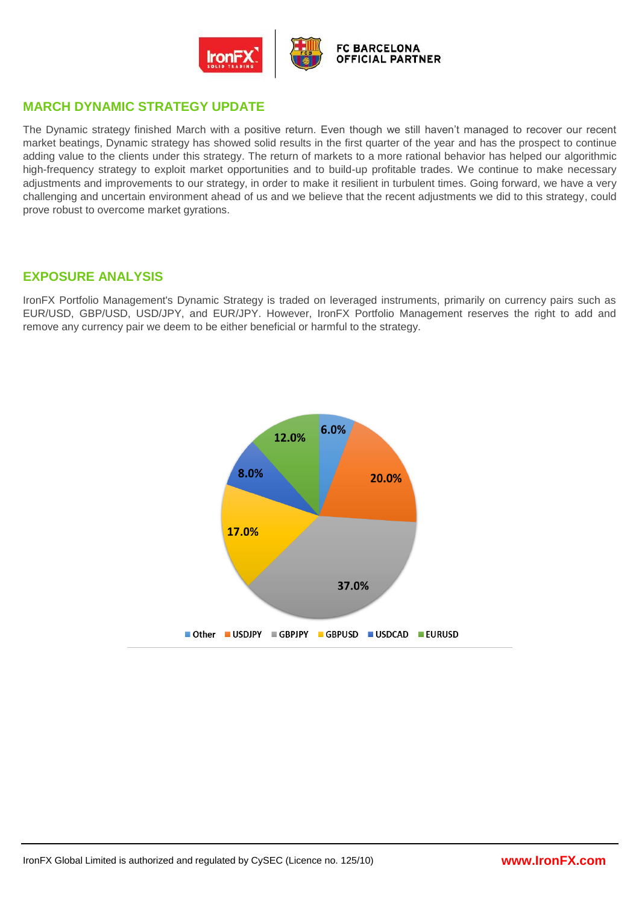## MARCH DYNAMIC STRATEGY UPDATE

The Dynamic strategy finished March with a positive return. Even though we still haven't managed to recover our recent market beatings, Dynamic strategy has showed solid results in the first quarter of the year and has the prospect to continue adding value to the clients under this strategy. The return of markets to a more rational behavior has helped our algorithmic high-frequency strategy to exploit market opportunities and to build-up profitable trades. We continue to make necessary adjustments and improvements to our strategy, in order to make it resilient in turbulent times. Going forward, we have a very challenging and uncertain environment ahead of us and we believe that the recent adjustments we did to this strategy, could prove robust to overcome market gyrations.

## EXPOSURE ANALYSIS

IronFX Portfolio Management's Dynamic Strategy is traded on leveraged instruments, primarily on currency pairs such as EUR/USD, GBP/USD, USD/JPY, and EUR/JPY. However, IronFX Portfolio Management reserves the right to add and remove any currency pair we deem to be either beneficial or harmful to the strategy.

| Currency pair | Exposure |
|---|---|
| Other | 6.0% |
| USDJPY | 20.0% |
| GBPJPY | 37.0% |
| GBPUSD | 17.0% |
| USDCAD | 8.0% |
| EURUSD | 12.0% |

IronFX Global Limited is authorized and regulated by CySEC (Licence no. 125/10)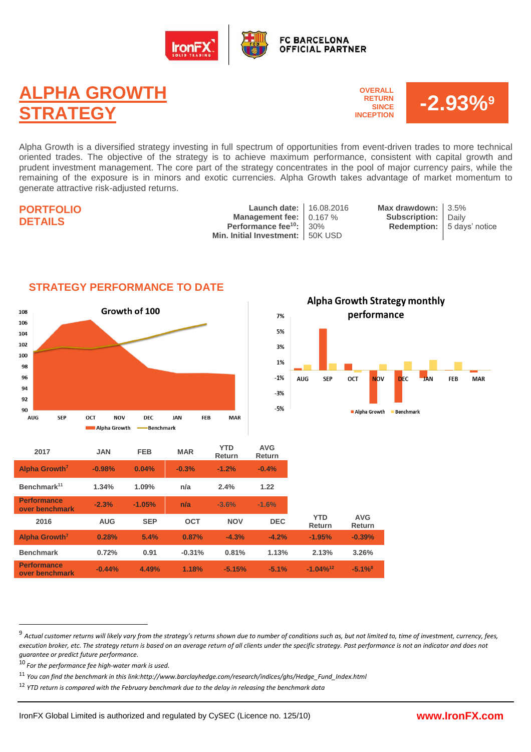# ALPHA GROWTH STRATEGY

**OVERALL RETURN SINCE INCEPTION** **-2.93%[9]**

Alpha Growth is a diversified strategy investing in full spectrum of opportunities from event-driven trades to more technical oriented trades. The objective of the strategy is to achieve maximum performance, consistent with capital growth and prudent investment management. The core part of the strategy concentrates in the pool of major currency pairs, while the remaining of the exposure is in minors and exotic currencies. Alpha Growth takes advantage of market momentum to generate attractive risk-adjusted returns.

## PORTFOLIO DETAILS

| | |
|---|---|
| **Launch date:** | 16.08.2016 |
| **Management fee:** | 0.167 % |
| **Performance fee[10]:** | 30% |
| **Min. Initial Investment:** | 50K USD |

| | |
|---|---|
| **Max drawdown:** | 3.5% |
| **Subscription:** | Daily |
| **Redemption:** | 5 days' notice |

## STRATEGY PERFORMANCE TO DATE

| 2017 | JAN | FEB | MAR | YTD Return | AVG Return |
|---|---|---|---|---|---|
| **Alpha Growth[7]** | -0.98% | 0.04% | -0.3% | -1.2% | -0.4% |
| **Benchmark[11]** | 1.34% | 1.09% | n/a | 2.4% | 1.22 |
| **Performance over benchmark** | -2.3% | -1.05% | n/a | -3.6% | -1.6% |

| 2016 | AUG | SEP | OCT | NOV | DEC | YTD Return | AVG Return |
|---|---|---|---|---|---|---|---|
| **Alpha Growth[7]** | 0.28% | 5.4% | 0.87% | -4.3% | -4.2% | -1.95% | -0.39% |
| **Benchmark** | 0.72% | 0.91 | -0.31% | 0.81% | 1.13% | 2.13% | 3.26% |
| **Performance over benchmark** | -0.44% | 4.49% | 1.18% | -5.15% | -5.1% | -1.04%[12] | -5.1%[8] |

---

[9] *Actual customer returns will likely vary from the strategy's returns shown due to number of conditions such as, but not limited to, time of investment, currency, fees, execution broker, etc. The strategy return is based on an average return of all clients under the specific strategy. Past performance is not an indicator and does not guarantee or predict future performance.*

[10] *For the performance fee high-water mark is used.*

[11] *You can find the benchmark in this link:http://www.barclayhedge.com/research/indices/ghs/Hedge_Fund_Index.html*

[12] *YTD return is compared with the February benchmark due to the delay in releasing the benchmark data*

IronFX Global Limited is authorized and regulated by CySEC (Licence no. 125/10) **www.IronFX.com**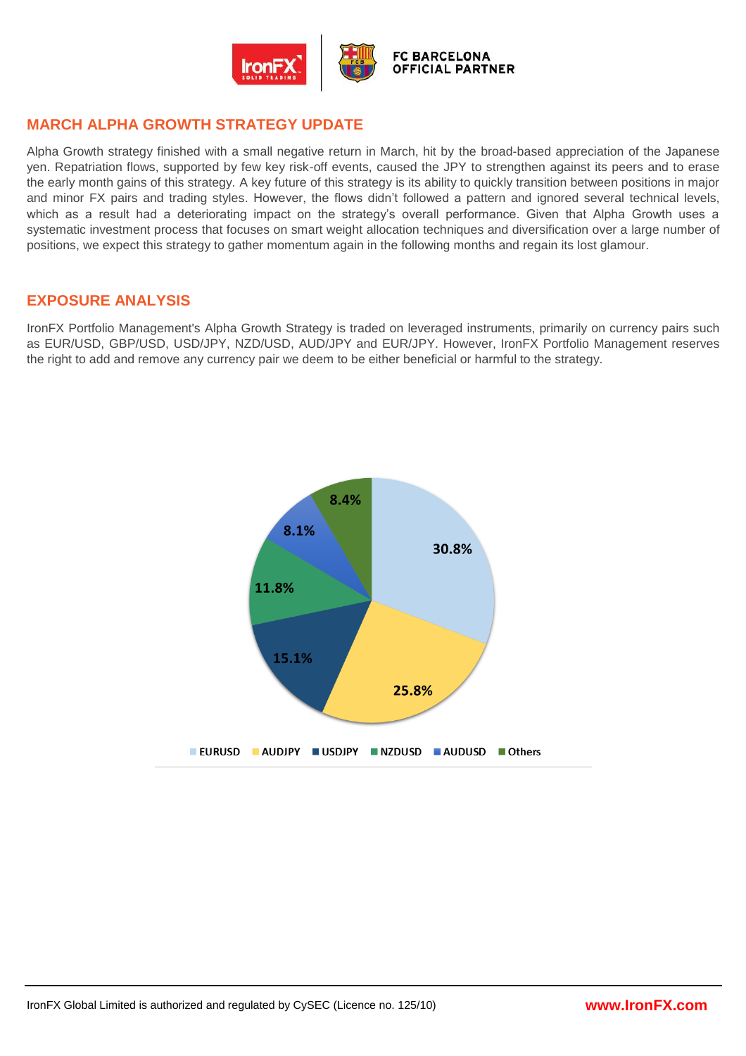## MARCH ALPHA GROWTH STRATEGY UPDATE

Alpha Growth strategy finished with a small negative return in March, hit by the broad-based appreciation of the Japanese yen. Repatriation flows, supported by few key risk-off events, caused the JPY to strengthen against its peers and to erase the early month gains of this strategy. A key future of this strategy is its ability to quickly transition between positions in major and minor FX pairs and trading styles. However, the flows didn't followed a pattern and ignored several technical levels, which as a result had a deteriorating impact on the strategy's overall performance. Given that Alpha Growth uses a systematic investment process that focuses on smart weight allocation techniques and diversification over a large number of positions, we expect this strategy to gather momentum again in the following months and regain its lost glamour.

## EXPOSURE ANALYSIS

IronFX Portfolio Management's Alpha Growth Strategy is traded on leveraged instruments, primarily on currency pairs such as EUR/USD, GBP/USD, USD/JPY, NZD/USD, AUD/JPY and EUR/JPY. However, IronFX Portfolio Management reserves the right to add and remove any currency pair we deem to be either beneficial or harmful to the strategy.

| Pair | Exposure |
|---|---|
| EURUSD | 30.8% |
| AUDJPY | 25.8% |
| USDJPY | 15.1% |
| NZDUSD | 11.8% |
| AUDUSD | 8.1% |
| Others | 8.4% |

IronFX Global Limited is authorized and regulated by CySEC (Licence no. 125/10)

www.IronFX.com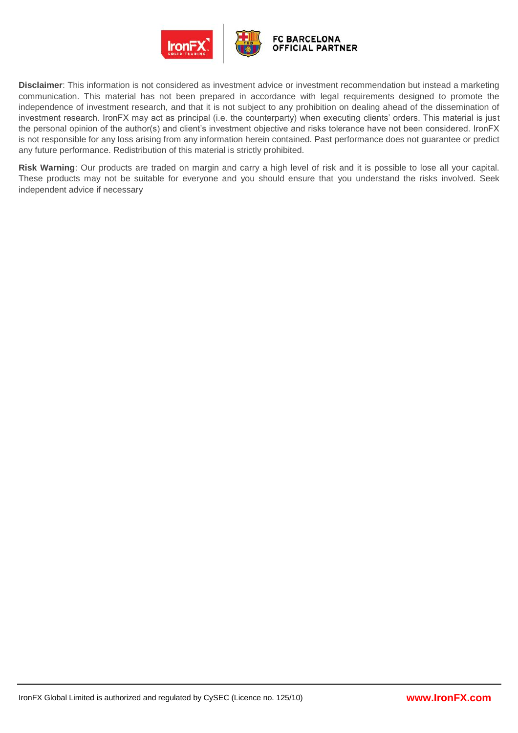**Disclaimer**: This information is not considered as investment advice or investment recommendation but instead a marketing communication. This material has not been prepared in accordance with legal requirements designed to promote the independence of investment research, and that it is not subject to any prohibition on dealing ahead of the dissemination of investment research. IronFX may act as principal (i.e. the counterparty) when executing clients' orders. This material is just the personal opinion of the author(s) and client's investment objective and risks tolerance have not been considered. IronFX is not responsible for any loss arising from any information herein contained. Past performance does not guarantee or predict any future performance. Redistribution of this material is strictly prohibited.

**Risk Warning**: Our products are traded on margin and carry a high level of risk and it is possible to lose all your capital. These products may not be suitable for everyone and you should ensure that you understand the risks involved. Seek independent advice if necessary